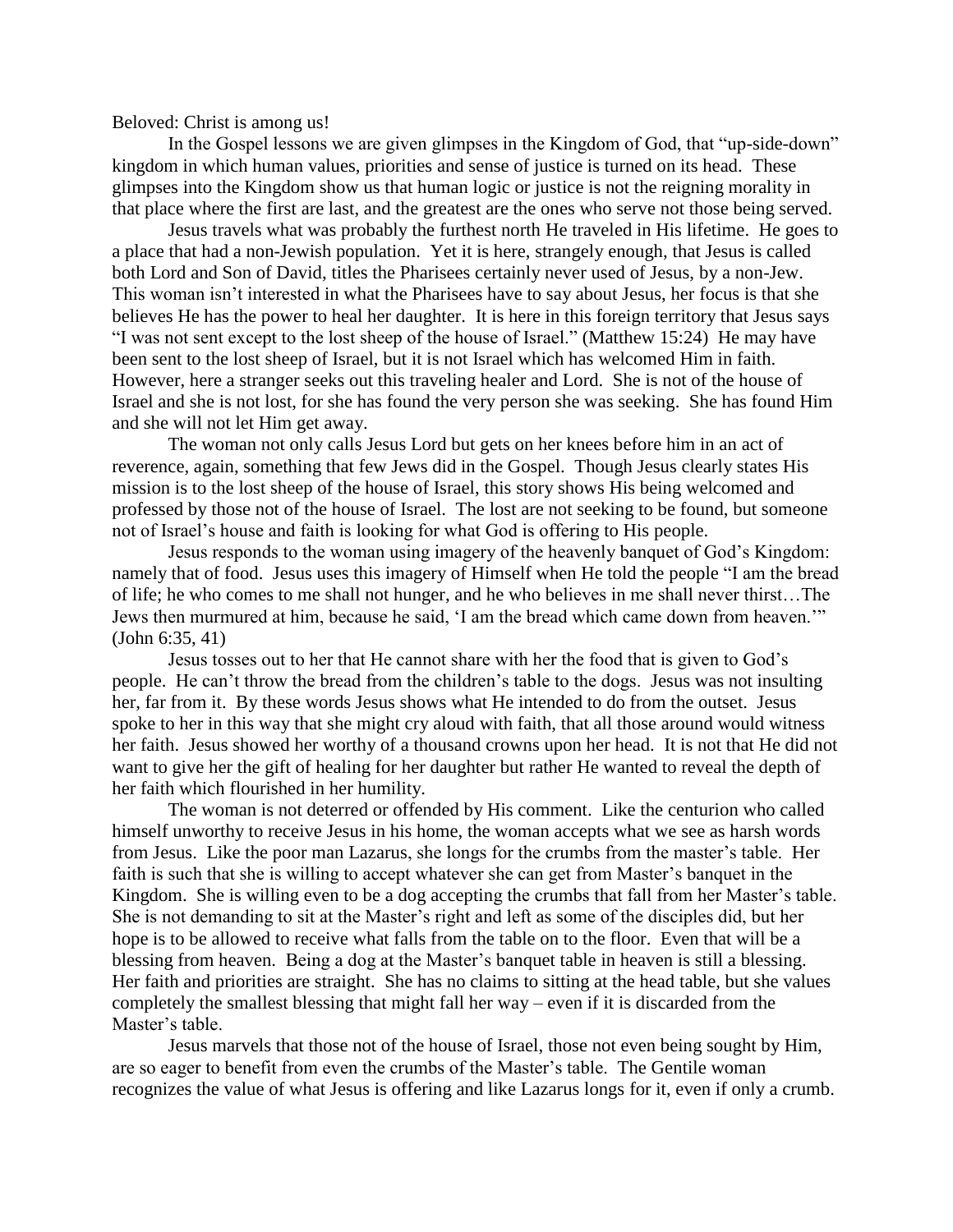Beloved: Christ is among us!

In the Gospel lessons we are given glimpses in the Kingdom of God, that "up-side-down" kingdom in which human values, priorities and sense of justice is turned on its head. These glimpses into the Kingdom show us that human logic or justice is not the reigning morality in that place where the first are last, and the greatest are the ones who serve not those being served.

Jesus travels what was probably the furthest north He traveled in His lifetime. He goes to a place that had a non-Jewish population. Yet it is here, strangely enough, that Jesus is called both Lord and Son of David, titles the Pharisees certainly never used of Jesus, by a non-Jew. This woman isn't interested in what the Pharisees have to say about Jesus, her focus is that she believes He has the power to heal her daughter. It is here in this foreign territory that Jesus says "I was not sent except to the lost sheep of the house of Israel." (Matthew 15:24) He may have been sent to the lost sheep of Israel, but it is not Israel which has welcomed Him in faith. However, here a stranger seeks out this traveling healer and Lord. She is not of the house of Israel and she is not lost, for she has found the very person she was seeking. She has found Him and she will not let Him get away.

The woman not only calls Jesus Lord but gets on her knees before him in an act of reverence, again, something that few Jews did in the Gospel. Though Jesus clearly states His mission is to the lost sheep of the house of Israel, this story shows His being welcomed and professed by those not of the house of Israel. The lost are not seeking to be found, but someone not of Israel's house and faith is looking for what God is offering to His people.

Jesus responds to the woman using imagery of the heavenly banquet of God's Kingdom: namely that of food. Jesus uses this imagery of Himself when He told the people "I am the bread of life; he who comes to me shall not hunger, and he who believes in me shall never thirst…The Jews then murmured at him, because he said, 'I am the bread which came down from heaven.'" (John 6:35, 41)

Jesus tosses out to her that He cannot share with her the food that is given to God's people. He can't throw the bread from the children's table to the dogs. Jesus was not insulting her, far from it. By these words Jesus shows what He intended to do from the outset. Jesus spoke to her in this way that she might cry aloud with faith, that all those around would witness her faith. Jesus showed her worthy of a thousand crowns upon her head. It is not that He did not want to give her the gift of healing for her daughter but rather He wanted to reveal the depth of her faith which flourished in her humility.

The woman is not deterred or offended by His comment. Like the centurion who called himself unworthy to receive Jesus in his home, the woman accepts what we see as harsh words from Jesus. Like the poor man Lazarus, she longs for the crumbs from the master's table. Her faith is such that she is willing to accept whatever she can get from Master's banquet in the Kingdom. She is willing even to be a dog accepting the crumbs that fall from her Master's table. She is not demanding to sit at the Master's right and left as some of the disciples did, but her hope is to be allowed to receive what falls from the table on to the floor. Even that will be a blessing from heaven. Being a dog at the Master's banquet table in heaven is still a blessing. Her faith and priorities are straight. She has no claims to sitting at the head table, but she values completely the smallest blessing that might fall her way – even if it is discarded from the Master's table.

Jesus marvels that those not of the house of Israel, those not even being sought by Him, are so eager to benefit from even the crumbs of the Master's table. The Gentile woman recognizes the value of what Jesus is offering and like Lazarus longs for it, even if only a crumb.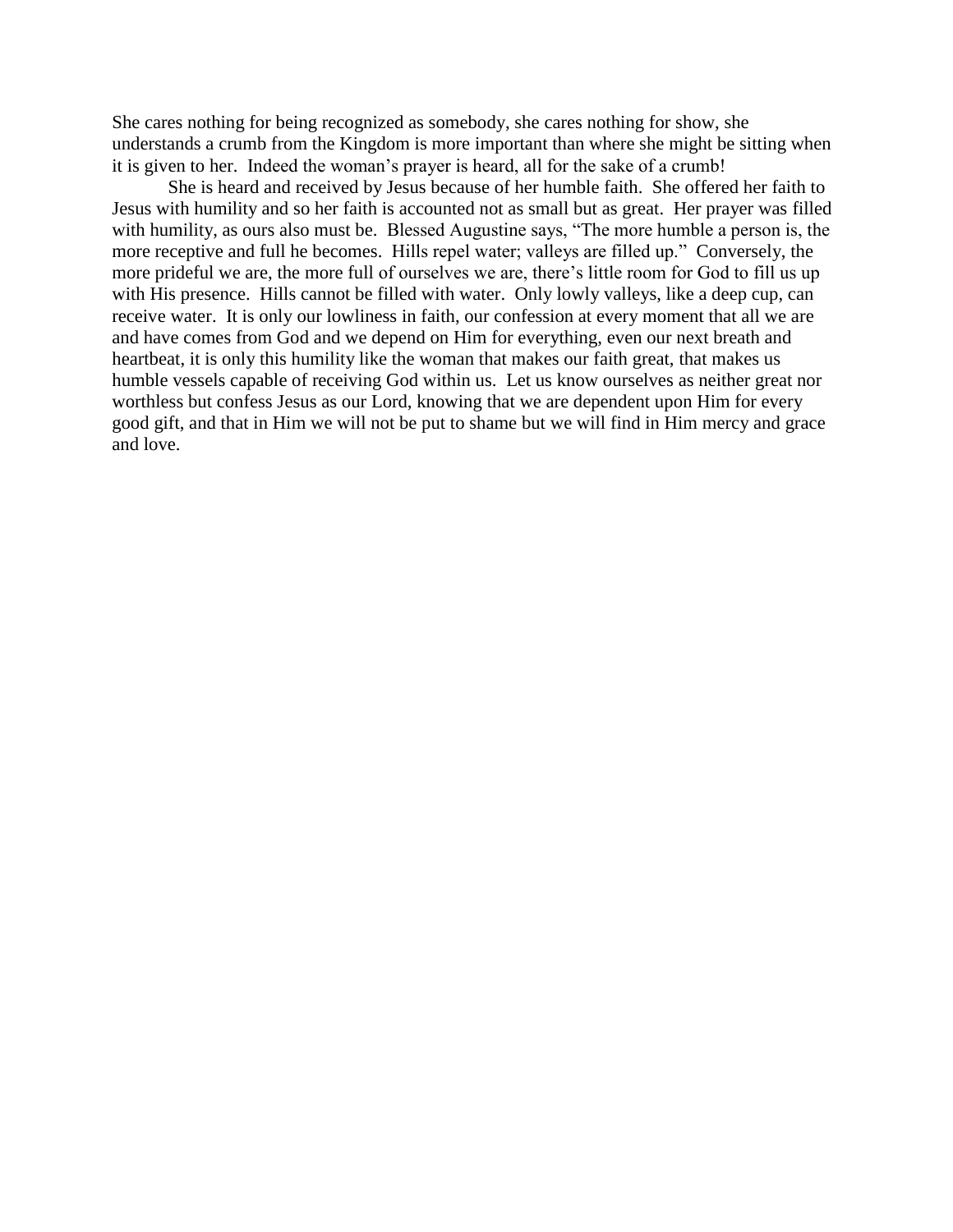She cares nothing for being recognized as somebody, she cares nothing for show, she understands a crumb from the Kingdom is more important than where she might be sitting when it is given to her. Indeed the woman's prayer is heard, all for the sake of a crumb!

She is heard and received by Jesus because of her humble faith. She offered her faith to Jesus with humility and so her faith is accounted not as small but as great. Her prayer was filled with humility, as ours also must be. Blessed Augustine says, "The more humble a person is, the more receptive and full he becomes. Hills repel water; valleys are filled up." Conversely, the more prideful we are, the more full of ourselves we are, there's little room for God to fill us up with His presence. Hills cannot be filled with water. Only lowly valleys, like a deep cup, can receive water. It is only our lowliness in faith, our confession at every moment that all we are and have comes from God and we depend on Him for everything, even our next breath and heartbeat, it is only this humility like the woman that makes our faith great, that makes us humble vessels capable of receiving God within us. Let us know ourselves as neither great nor worthless but confess Jesus as our Lord, knowing that we are dependent upon Him for every good gift, and that in Him we will not be put to shame but we will find in Him mercy and grace and love.